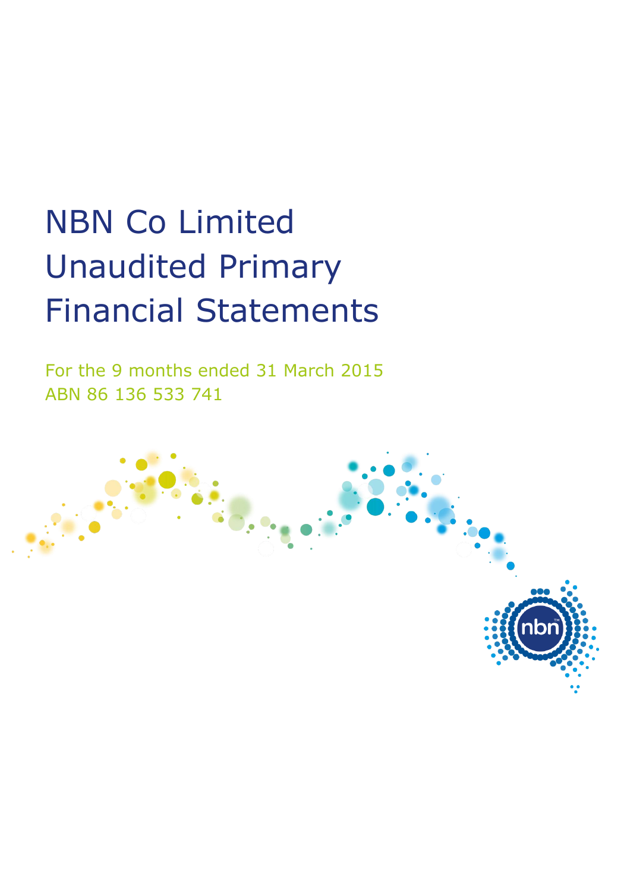# NBN Co Limited Unaudited Primary Financial Statements

For the 9 months ended 31 March 2015

ABN 86 136 533 741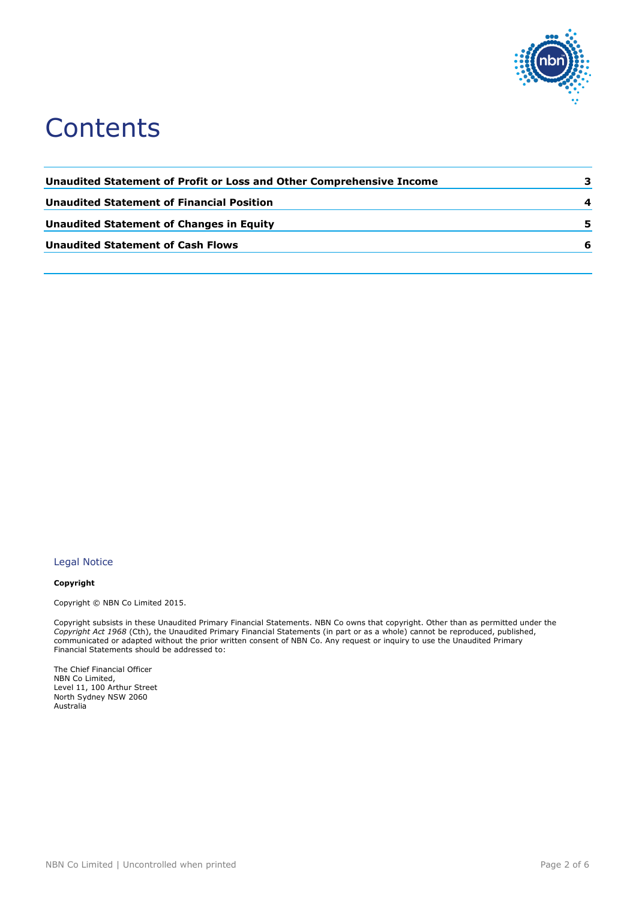# Contents

| | |
|---|---|
| **Unaudited Statement of Profit or Loss and Other Comprehensive Income** | **3** |
| **Unaudited Statement of Financial Position** | **4** |
| **Unaudited Statement of Changes in Equity** | **5** |
| **Unaudited Statement of Cash Flows** | **6** |

## Legal Notice

**Copyright**

Copyright © NBN Co Limited 2015.

Copyright subsists in these Unaudited Primary Financial Statements. NBN Co owns that copyright. Other than as permitted under the *Copyright Act 1968* (Cth), the Unaudited Primary Financial Statements (in part or as a whole) cannot be reproduced, published, communicated or adapted without the prior written consent of NBN Co. Any request or inquiry to use the Unaudited Primary Financial Statements should be addressed to:

The Chief Financial Officer
NBN Co Limited,
Level 11, 100 Arthur Street
North Sydney NSW 2060
Australia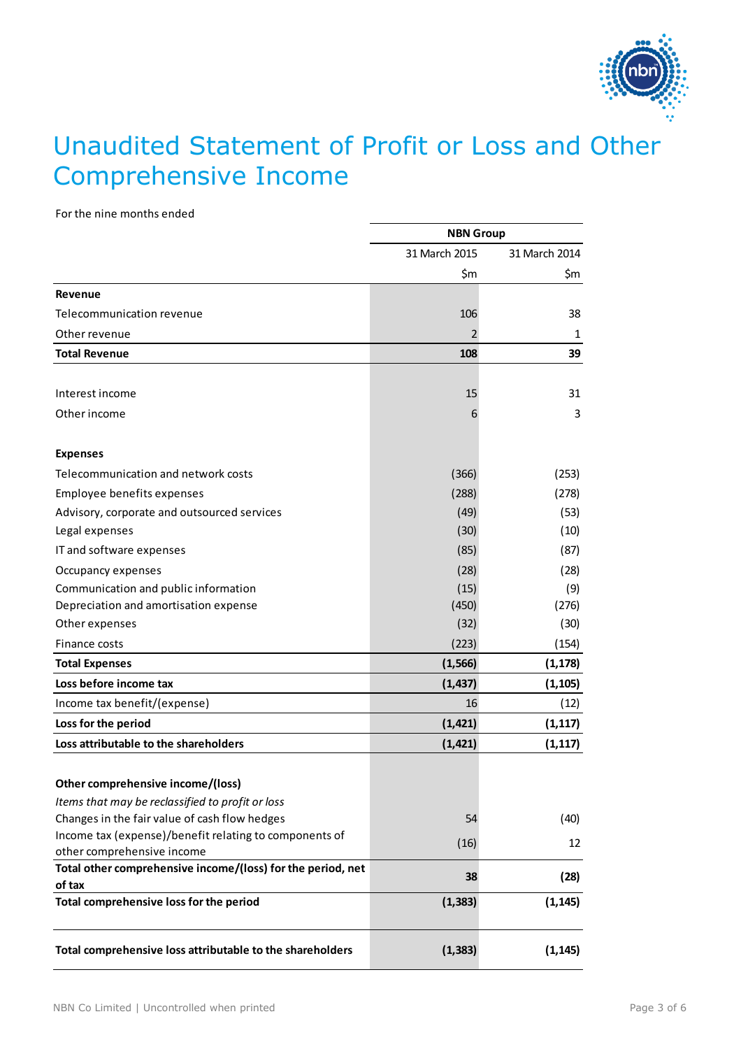# Unaudited Statement of Profit or Loss and Other Comprehensive Income

For the nine months ended

| | NBN Group | |
|---|---|---|
| | 31 March 2015 | 31 March 2014 |
| | $m | $m |
| **Revenue** | | |
| Telecommunication revenue | 106 | 38 |
| Other revenue | 2 | 1 |
| **Total Revenue** | **108** | **39** |
| | | |
| Interest income | 15 | 31 |
| Other income | 6 | 3 |
| | | |
| **Expenses** | | |
| Telecommunication and network costs | (366) | (253) |
| Employee benefits expenses | (288) | (278) |
| Advisory, corporate and outsourced services | (49) | (53) |
| Legal expenses | (30) | (10) |
| IT and software expenses | (85) | (87) |
| Occupancy expenses | (28) | (28) |
| Communication and public information | (15) | (9) |
| Depreciation and amortisation expense | (450) | (276) |
| Other expenses | (32) | (30) |
| Finance costs | (223) | (154) |
| **Total Expenses** | **(1,566)** | **(1,178)** |
| **Loss before income tax** | **(1,437)** | **(1,105)** |
| Income tax benefit/(expense) | 16 | (12) |
| **Loss for the period** | **(1,421)** | **(1,117)** |
| **Loss attributable to the shareholders** | **(1,421)** | **(1,117)** |
| | | |
| **Other comprehensive income/(loss)** | | |
| *Items that may be reclassified to profit or loss* | | |
| Changes in the fair value of cash flow hedges | 54 | (40) |
| Income tax (expense)/benefit relating to components of other comprehensive income | (16) | 12 |
| **Total other comprehensive income/(loss) for the period, net of tax** | **38** | **(28)** |
| **Total comprehensive loss for the period** | **(1,383)** | **(1,145)** |
| | | |
| **Total comprehensive loss attributable to the shareholders** | **(1,383)** | **(1,145)** |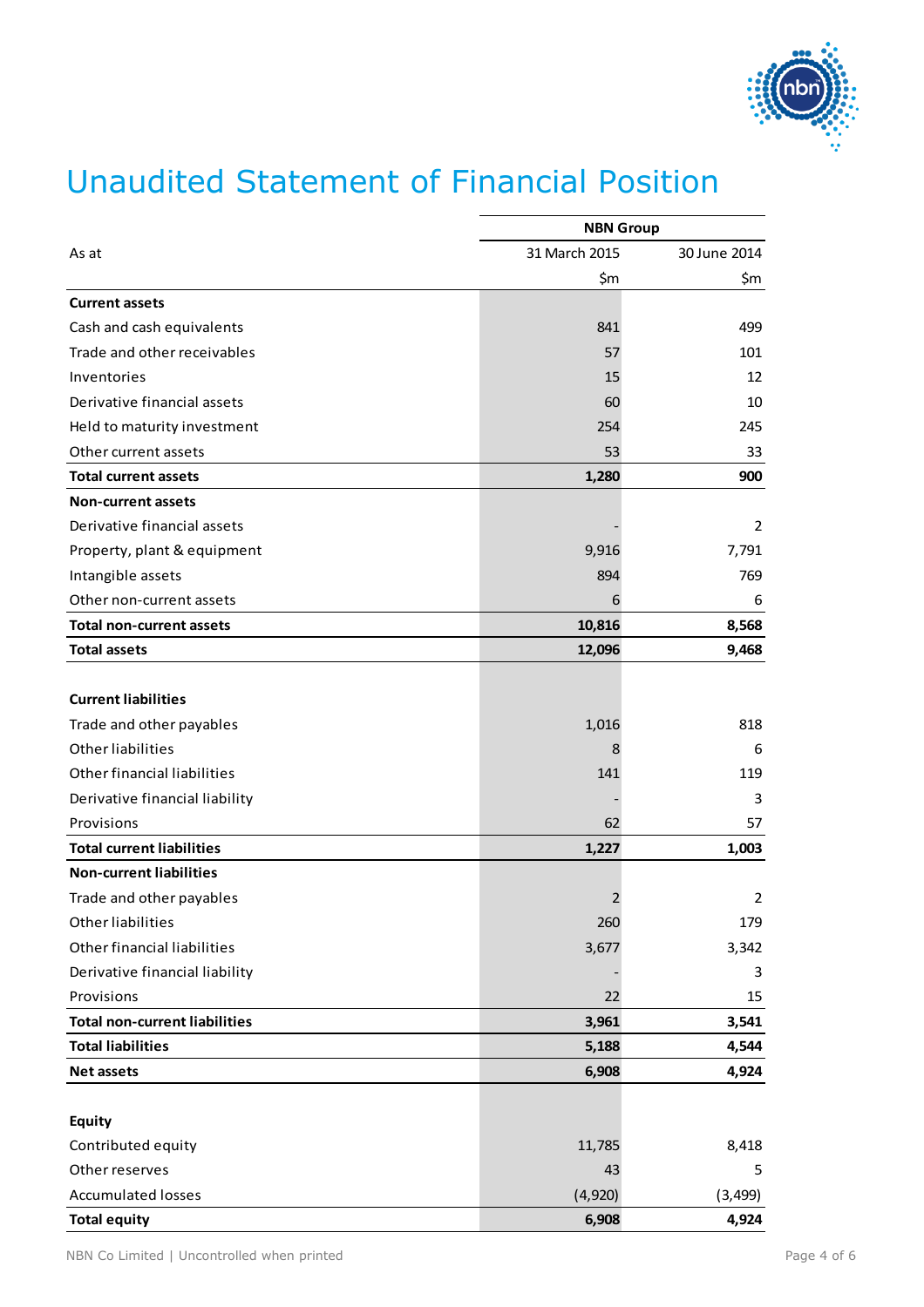# Unaudited Statement of Financial Position

| | NBN Group | |
|---|---|---|
| As at | 31 March 2015 | 30 June 2014 |
| | $m | $m |
| **Current assets** | | |
| Cash and cash equivalents | 841 | 499 |
| Trade and other receivables | 57 | 101 |
| Inventories | 15 | 12 |
| Derivative financial assets | 60 | 10 |
| Held to maturity investment | 254 | 245 |
| Other current assets | 53 | 33 |
| **Total current assets** | **1,280** | **900** |
| **Non-current assets** | | |
| Derivative financial assets | - | 2 |
| Property, plant & equipment | 9,916 | 7,791 |
| Intangible assets | 894 | 769 |
| Other non-current assets | 6 | 6 |
| **Total non-current assets** | **10,816** | **8,568** |
| **Total assets** | **12,096** | **9,468** |
| | | |
| **Current liabilities** | | |
| Trade and other payables | 1,016 | 818 |
| Other liabilities | 8 | 6 |
| Other financial liabilities | 141 | 119 |
| Derivative financial liability | - | 3 |
| Provisions | 62 | 57 |
| **Total current liabilities** | **1,227** | **1,003** |
| **Non-current liabilities** | | |
| Trade and other payables | 2 | 2 |
| Other liabilities | 260 | 179 |
| Other financial liabilities | 3,677 | 3,342 |
| Derivative financial liability | - | 3 |
| Provisions | 22 | 15 |
| **Total non-current liabilities** | **3,961** | **3,541** |
| **Total liabilities** | **5,188** | **4,544** |
| **Net assets** | **6,908** | **4,924** |
| | | |
| **Equity** | | |
| Contributed equity | 11,785 | 8,418 |
| Other reserves | 43 | 5 |
| Accumulated losses | (4,920) | (3,499) |
| **Total equity** | **6,908** | **4,924** |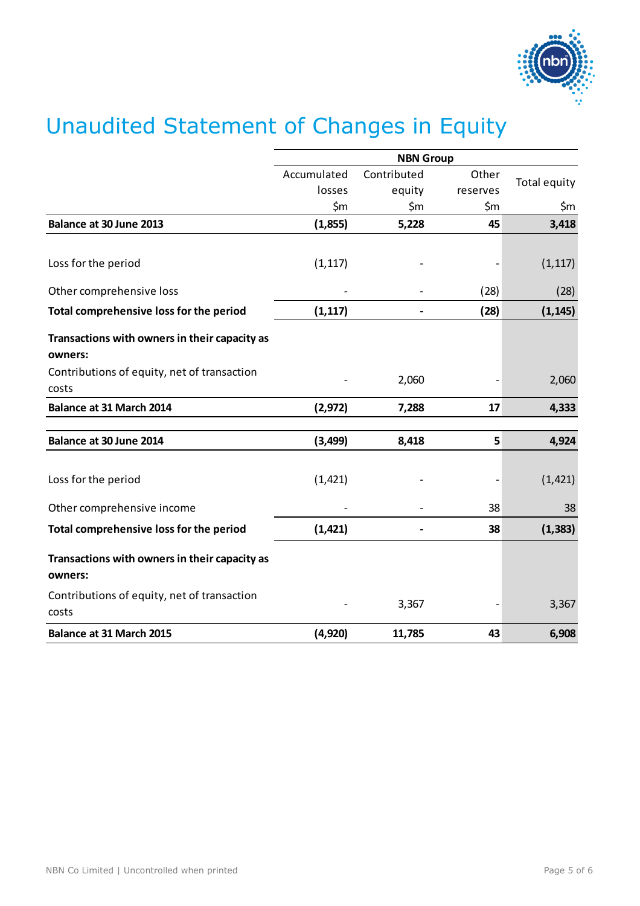# Unaudited Statement of Changes in Equity

| | NBN Group | | | |
|---|---|---|---|---|
| | Accumulated losses $m | Contributed equity $m | Other reserves $m | Total equity $m |
| **Balance at 30 June 2013** | **(1,855)** | **5,228** | **45** | **3,418** |
| Loss for the period | (1,117) | - | - | (1,117) |
| Other comprehensive loss | - | - | (28) | (28) |
| **Total comprehensive loss for the period** | **(1,117)** | **-** | **(28)** | **(1,145)** |
| **Transactions with owners in their capacity as owners:** | | | | |
| Contributions of equity, net of transaction costs | - | 2,060 | - | 2,060 |
| **Balance at 31 March 2014** | **(2,972)** | **7,288** | **17** | **4,333** |
| **Balance at 30 June 2014** | **(3,499)** | **8,418** | **5** | **4,924** |
| Loss for the period | (1,421) | - | - | (1,421) |
| Other comprehensive income | - | - | 38 | 38 |
| **Total comprehensive loss for the period** | **(1,421)** | **-** | **38** | **(1,383)** |
| **Transactions with owners in their capacity as owners:** | | | | |
| Contributions of equity, net of transaction costs | - | 3,367 | - | 3,367 |
| **Balance at 31 March 2015** | **(4,920)** | **11,785** | **43** | **6,908** |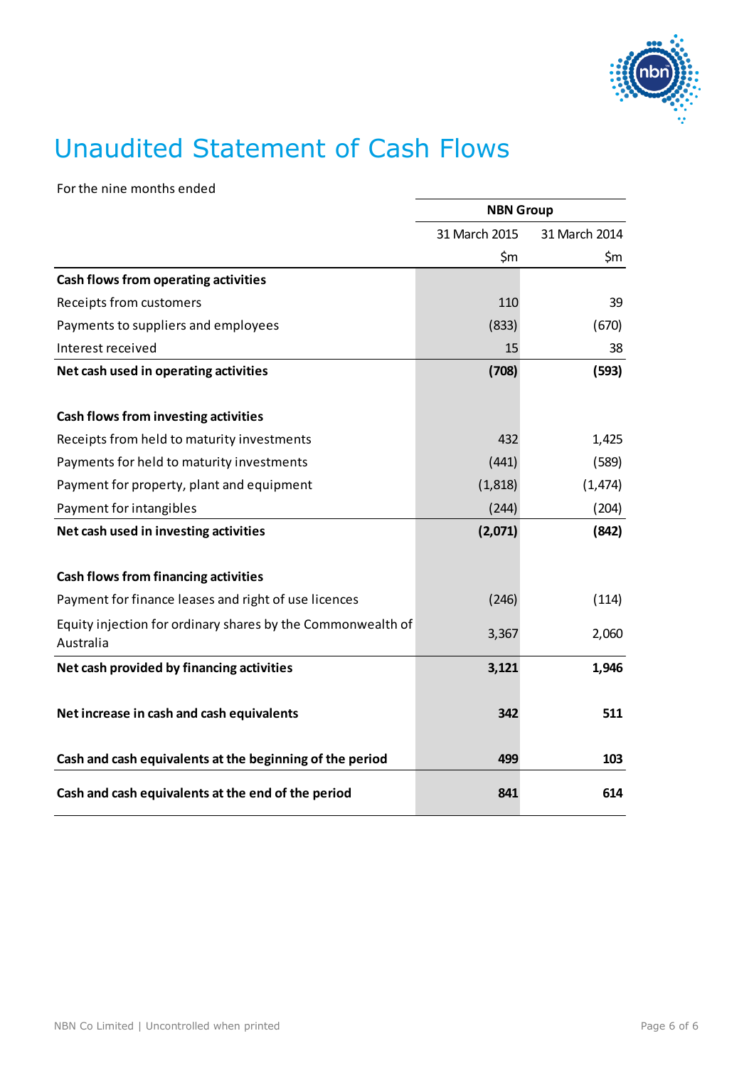# Unaudited Statement of Cash Flows

For the nine months ended

| | NBN Group | |
|---|---|---|
| | 31 March 2015 | 31 March 2014 |
| | $m | $m |
| **Cash flows from operating activities** | | |
| Receipts from customers | 110 | 39 |
| Payments to suppliers and employees | (833) | (670) |
| Interest received | 15 | 38 |
| **Net cash used in operating activities** | **(708)** | **(593)** |
| **Cash flows from investing activities** | | |
| Receipts from held to maturity investments | 432 | 1,425 |
| Payments for held to maturity investments | (441) | (589) |
| Payment for property, plant and equipment | (1,818) | (1,474) |
| Payment for intangibles | (244) | (204) |
| **Net cash used in investing activities** | **(2,071)** | **(842)** |
| **Cash flows from financing activities** | | |
| Payment for finance leases and right of use licences | (246) | (114) |
| Equity injection for ordinary shares by the Commonwealth of Australia | 3,367 | 2,060 |
| **Net cash provided by financing activities** | **3,121** | **1,946** |
| **Net increase in cash and cash equivalents** | **342** | **511** |
| **Cash and cash equivalents at the beginning of the period** | **499** | **103** |
| **Cash and cash equivalents at the end of the period** | **841** | **614** |